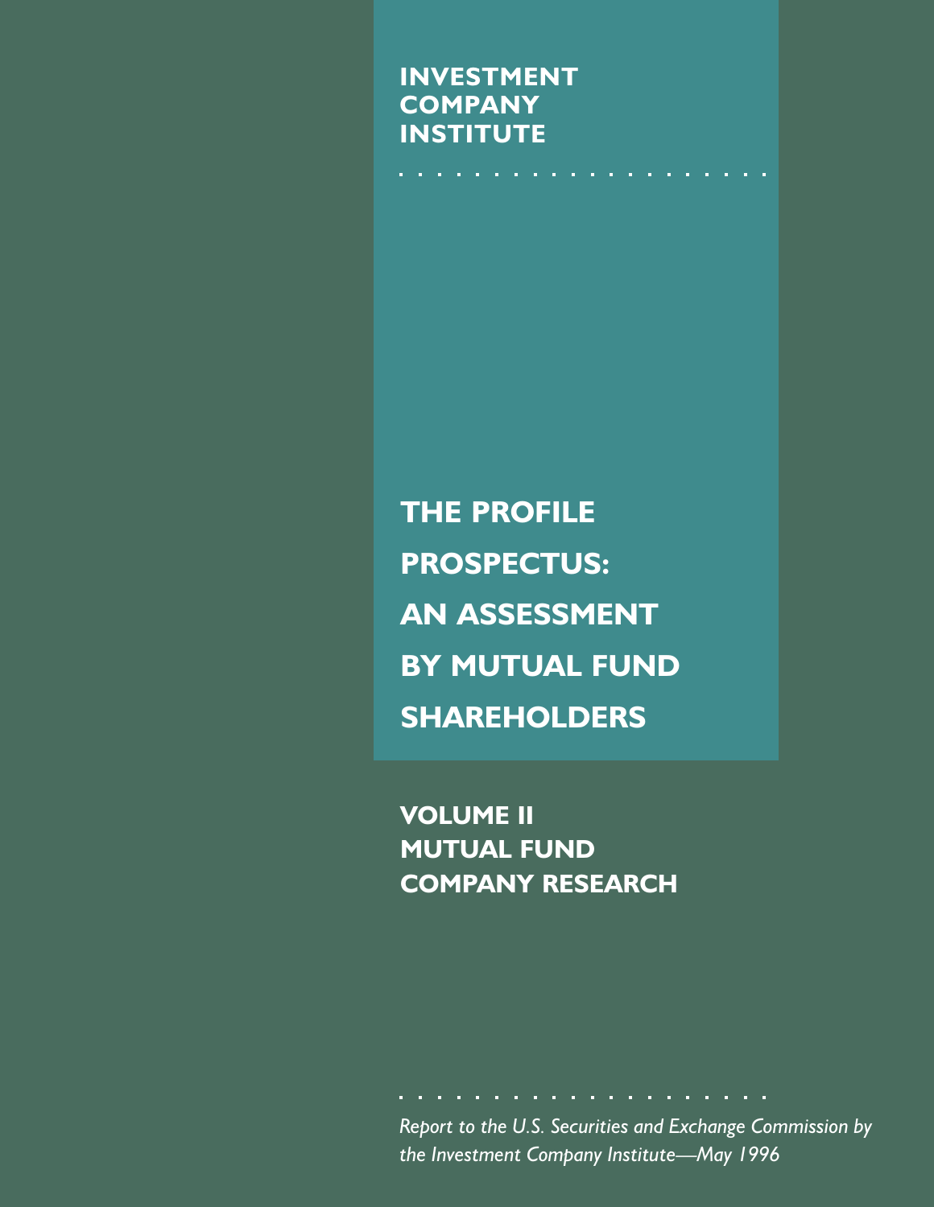**INVESTMENT COMPANY INSTITUTE**

# THE PROFILE PROSPECTUS: AN ASSESSMENT BY MUTUAL FUND SHAREHOLDERS

## VOLUME II MUTUAL FUND COMPANY RESEARCH

*Report to the U.S. Securities and Exchange Commission by the Investment Company Institute—May 1996*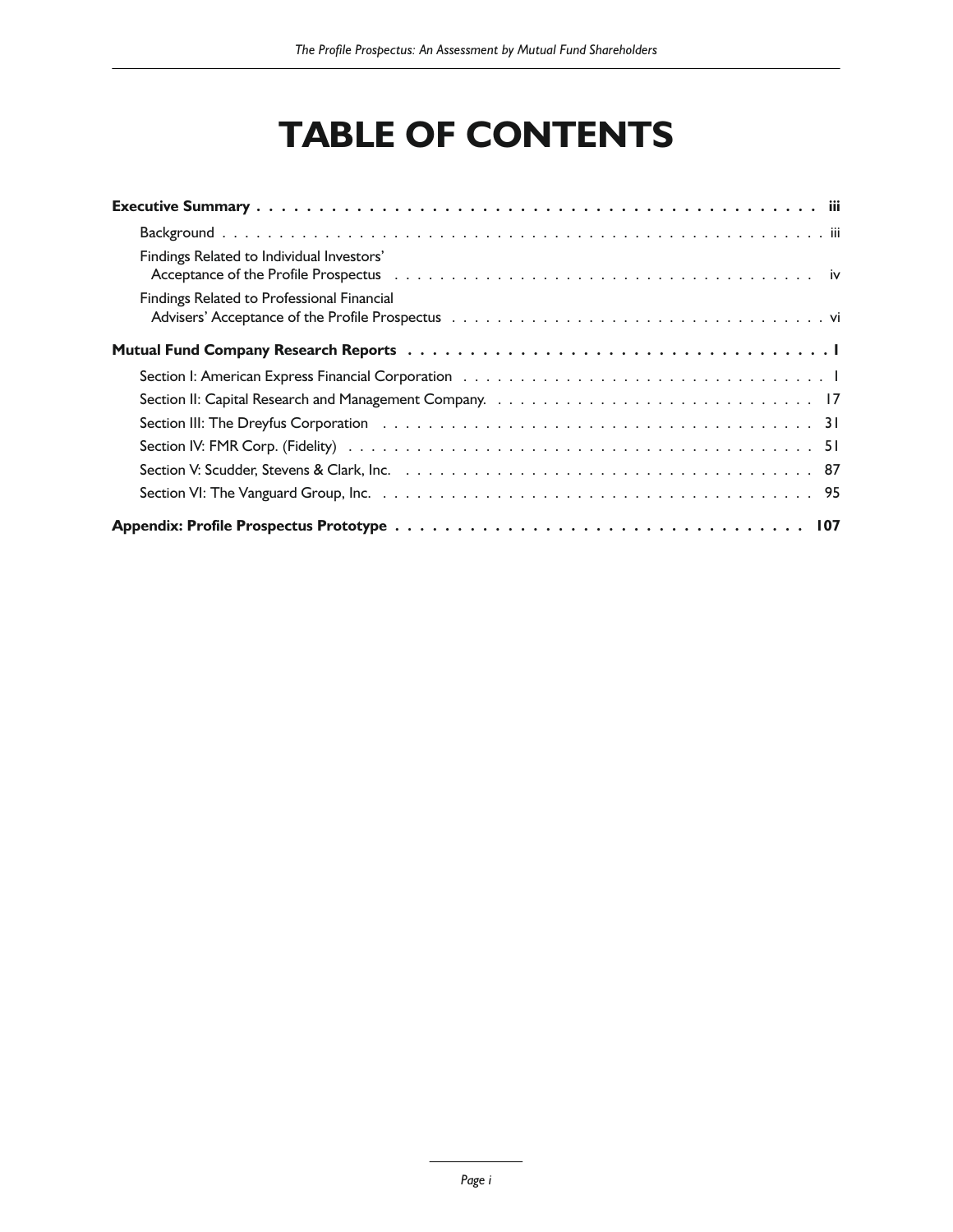# TABLE OF CONTENTS

**Executive Summary** . . . . . . . . . . **iii**

- Background . . . . . . . . . . iii
- Findings Related to Individual Investors' Acceptance of the Profile Prospectus . . . . . . . . . . iv
- Findings Related to Professional Financial Advisers' Acceptance of the Profile Prospectus . . . . . . . . . . vi

**Mutual Fund Company Research Reports** . . . . . . . . . . **1**

- Section I: American Express Financial Corporation . . . . . . . . . . 1
- Section II: Capital Research and Management Company. . . . . . . . . . . 17
- Section III: The Dreyfus Corporation . . . . . . . . . . 31
- Section IV: FMR Corp. (Fidelity) . . . . . . . . . . 51
- Section V: Scudder, Stevens & Clark, Inc. . . . . . . . . . . 87
- Section VI: The Vanguard Group, Inc. . . . . . . . . . . 95

**Appendix: Profile Prospectus Prototype** . . . . . . . . . . **107**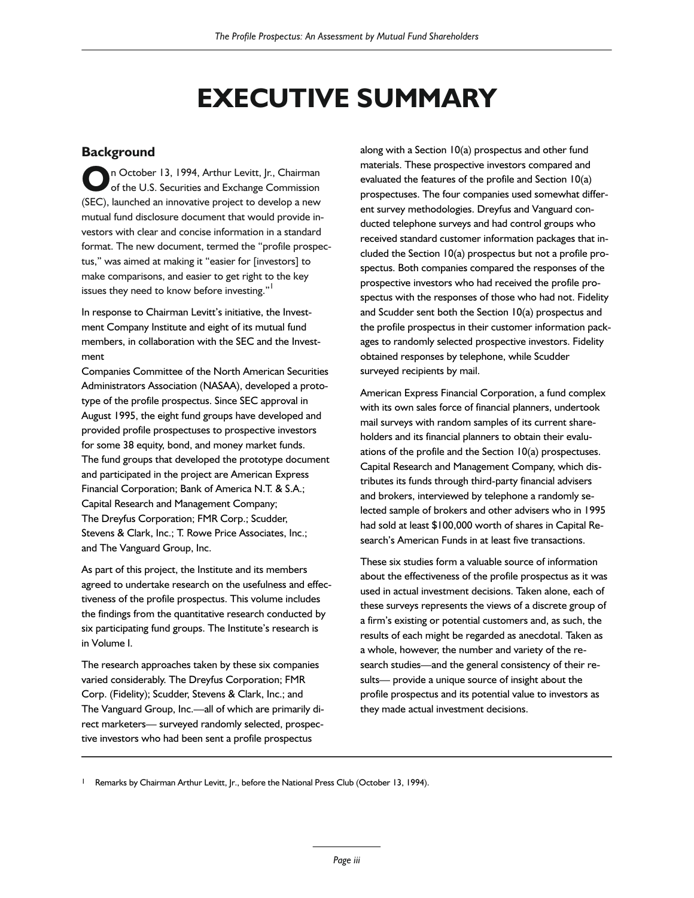# EXECUTIVE SUMMARY

## Background

On October 13, 1994, Arthur Levitt, Jr., Chairman of the U.S. Securities and Exchange Commission (SEC), launched an innovative project to develop a new mutual fund disclosure document that would provide investors with clear and concise information in a standard format. The new document, termed the "profile prospectus," was aimed at making it "easier for [investors] to make comparisons, and easier to get right to the key issues they need to know before investing."[1]

In response to Chairman Levitt's initiative, the Investment Company Institute and eight of its mutual fund members, in collaboration with the SEC and the Investment Companies Committee of the North American Securities Administrators Association (NASAA), developed a prototype of the profile prospectus. Since SEC approval in August 1995, the eight fund groups have developed and provided profile prospectuses to prospective investors for some 38 equity, bond, and money market funds. The fund groups that developed the prototype document and participated in the project are American Express Financial Corporation; Bank of America N.T. & S.A.; Capital Research and Management Company; The Dreyfus Corporation; FMR Corp.; Scudder, Stevens & Clark, Inc.; T. Rowe Price Associates, Inc.; and The Vanguard Group, Inc.

As part of this project, the Institute and its members agreed to undertake research on the usefulness and effectiveness of the profile prospectus. This volume includes the findings from the quantitative research conducted by six participating fund groups. The Institute's research is in Volume I.

The research approaches taken by these six companies varied considerably. The Dreyfus Corporation; FMR Corp. (Fidelity); Scudder, Stevens & Clark, Inc.; and The Vanguard Group, Inc.—all of which are primarily direct marketers— surveyed randomly selected, prospective investors who had been sent a profile prospectus along with a Section 10(a) prospectus and other fund materials. These prospective investors compared and evaluated the features of the profile and Section 10(a) prospectuses. The four companies used somewhat different survey methodologies. Dreyfus and Vanguard conducted telephone surveys and had control groups who received standard customer information packages that included the Section 10(a) prospectus but not a profile prospectus. Both companies compared the responses of the prospective investors who had received the profile prospectus with the responses of those who had not. Fidelity and Scudder sent both the Section 10(a) prospectus and the profile prospectus in their customer information packages to randomly selected prospective investors. Fidelity obtained responses by telephone, while Scudder surveyed recipients by mail.

American Express Financial Corporation, a fund complex with its own sales force of financial planners, undertook mail surveys with random samples of its current shareholders and its financial planners to obtain their evaluations of the profile and the Section 10(a) prospectuses. Capital Research and Management Company, which distributes its funds through third-party financial advisers and brokers, interviewed by telephone a randomly selected sample of brokers and other advisers who in 1995 had sold at least $100,000 worth of shares in Capital Research's American Funds in at least five transactions.

These six studies form a valuable source of information about the effectiveness of the profile prospectus as it was used in actual investment decisions. Taken alone, each of these surveys represents the views of a discrete group of a firm's existing or potential customers and, as such, the results of each might be regarded as anecdotal. Taken as a whole, however, the number and variety of the research studies—and the general consistency of their results— provide a unique source of insight about the profile prospectus and its potential value to investors as they made actual investment decisions.

---

[1] Remarks by Chairman Arthur Levitt, Jr., before the National Press Club (October 13, 1994).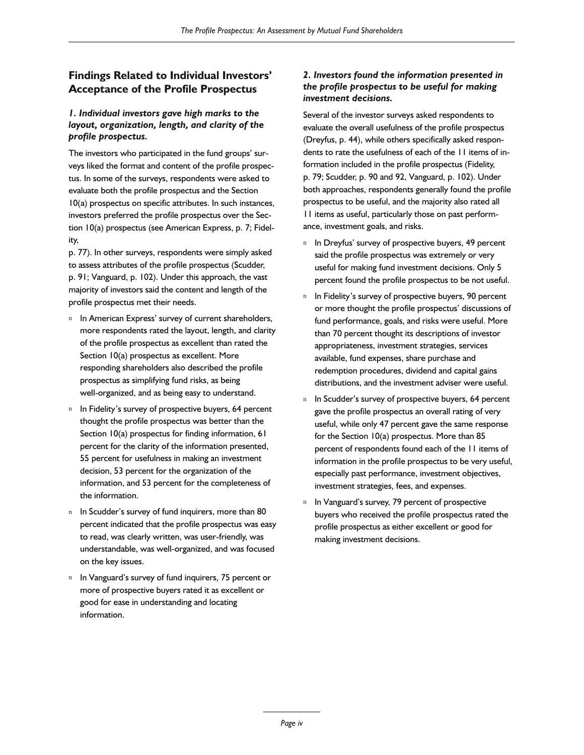## Findings Related to Individual Investors' Acceptance of the Profile Prospectus

### *1. Individual investors gave high marks to the layout, organization, length, and clarity of the profile prospectus.*

The investors who participated in the fund groups' surveys liked the format and content of the profile prospectus. In some of the surveys, respondents were asked to evaluate both the profile prospectus and the Section 10(a) prospectus on specific attributes. In such instances, investors preferred the profile prospectus over the Section 10(a) prospectus (see American Express, p. 7; Fidelity,
p. 77). In other surveys, respondents were simply asked to assess attributes of the profile prospectus (Scudder, p. 91; Vanguard, p. 102). Under this approach, the vast majority of investors said the content and length of the profile prospectus met their needs.

- In American Express' survey of current shareholders, more respondents rated the layout, length, and clarity of the profile prospectus as excellent than rated the Section 10(a) prospectus as excellent. More responding shareholders also described the profile prospectus as simplifying fund risks, as being well-organized, and as being easy to understand.
- In Fidelity's survey of prospective buyers, 64 percent thought the profile prospectus was better than the Section 10(a) prospectus for finding information, 61 percent for the clarity of the information presented, 55 percent for usefulness in making an investment decision, 53 percent for the organization of the information, and 53 percent for the completeness of the information.
- In Scudder's survey of fund inquirers, more than 80 percent indicated that the profile prospectus was easy to read, was clearly written, was user-friendly, was understandable, was well-organized, and was focused on the key issues.
- In Vanguard's survey of fund inquirers, 75 percent or more of prospective buyers rated it as excellent or good for ease in understanding and locating information.

### *2. Investors found the information presented in the profile prospectus to be useful for making investment decisions.*

Several of the investor surveys asked respondents to evaluate the overall usefulness of the profile prospectus (Dreyfus, p. 44), while others specifically asked respondents to rate the usefulness of each of the 11 items of information included in the profile prospectus (Fidelity, p. 79; Scudder, p. 90 and 92, Vanguard, p. 102). Under both approaches, respondents generally found the profile prospectus to be useful, and the majority also rated all 11 items as useful, particularly those on past performance, investment goals, and risks.

- In Dreyfus' survey of prospective buyers, 49 percent said the profile prospectus was extremely or very useful for making fund investment decisions. Only 5 percent found the profile prospectus to be not useful.
- In Fidelity's survey of prospective buyers, 90 percent or more thought the profile prospectus' discussions of fund performance, goals, and risks were useful. More than 70 percent thought its descriptions of investor appropriateness, investment strategies, services available, fund expenses, share purchase and redemption procedures, dividend and capital gains distributions, and the investment adviser were useful.
- In Scudder's survey of prospective buyers, 64 percent gave the profile prospectus an overall rating of very useful, while only 47 percent gave the same response for the Section 10(a) prospectus. More than 85 percent of respondents found each of the 11 items of information in the profile prospectus to be very useful, especially past performance, investment objectives, investment strategies, fees, and expenses.
- In Vanguard's survey, 79 percent of prospective buyers who received the profile prospectus rated the profile prospectus as either excellent or good for making investment decisions.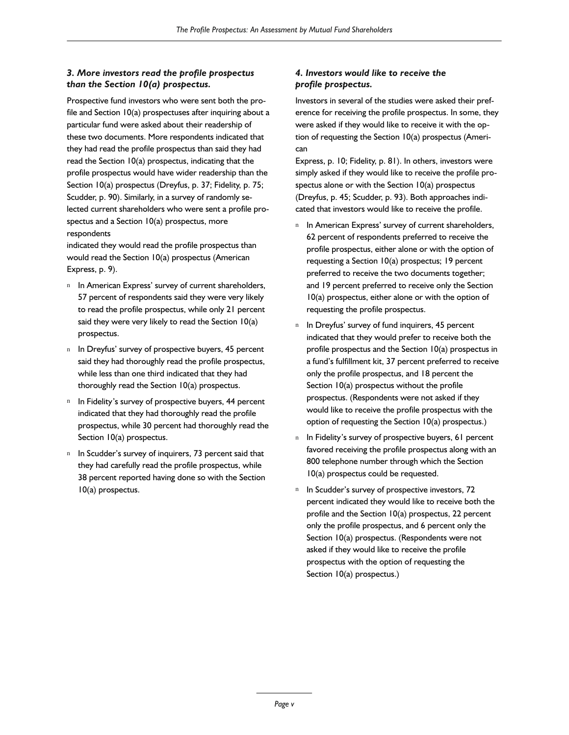### *3. More investors read the profile prospectus than the Section 10(a) prospectus.*

Prospective fund investors who were sent both the profile and Section 10(a) prospectuses after inquiring about a particular fund were asked about their readership of these two documents. More respondents indicated that they had read the profile prospectus than said they had read the Section 10(a) prospectus, indicating that the profile prospectus would have wider readership than the Section 10(a) prospectus (Dreyfus, p. 37; Fidelity, p. 75; Scudder, p. 90). Similarly, in a survey of randomly selected current shareholders who were sent a profile prospectus and a Section 10(a) prospectus, more respondents indicated they would read the profile prospectus than would read the Section 10(a) prospectus (American Express, p. 9).

- In American Express' survey of current shareholders, 57 percent of respondents said they were very likely to read the profile prospectus, while only 21 percent said they were very likely to read the Section 10(a) prospectus.
- In Dreyfus' survey of prospective buyers, 45 percent said they had thoroughly read the profile prospectus, while less than one third indicated that they had thoroughly read the Section 10(a) prospectus.
- In Fidelity's survey of prospective buyers, 44 percent indicated that they had thoroughly read the profile prospectus, while 30 percent had thoroughly read the Section 10(a) prospectus.
- In Scudder's survey of inquirers, 73 percent said that they had carefully read the profile prospectus, while 38 percent reported having done so with the Section 10(a) prospectus.

### *4. Investors would like to receive the profile prospectus.*

Investors in several of the studies were asked their preference for receiving the profile prospectus. In some, they were asked if they would like to receive it with the option of requesting the Section 10(a) prospectus (American Express, p. 10; Fidelity, p. 81). In others, investors were simply asked if they would like to receive the profile prospectus alone or with the Section 10(a) prospectus (Dreyfus, p. 45; Scudder, p. 93). Both approaches indicated that investors would like to receive the profile.

- In American Express' survey of current shareholders, 62 percent of respondents preferred to receive the profile prospectus, either alone or with the option of requesting a Section 10(a) prospectus; 19 percent preferred to receive the two documents together; and 19 percent preferred to receive only the Section 10(a) prospectus, either alone or with the option of requesting the profile prospectus.
- In Dreyfus' survey of fund inquirers, 45 percent indicated that they would prefer to receive both the profile prospectus and the Section 10(a) prospectus in a fund's fulfillment kit, 37 percent preferred to receive only the profile prospectus, and 18 percent the Section 10(a) prospectus without the profile prospectus. (Respondents were not asked if they would like to receive the profile prospectus with the option of requesting the Section 10(a) prospectus.)
- In Fidelity's survey of prospective buyers, 61 percent favored receiving the profile prospectus along with an 800 telephone number through which the Section 10(a) prospectus could be requested.
- In Scudder's survey of prospective investors, 72 percent indicated they would like to receive both the profile and the Section 10(a) prospectus, 22 percent only the profile prospectus, and 6 percent only the Section 10(a) prospectus. (Respondents were not asked if they would like to receive the profile prospectus with the option of requesting the Section 10(a) prospectus.)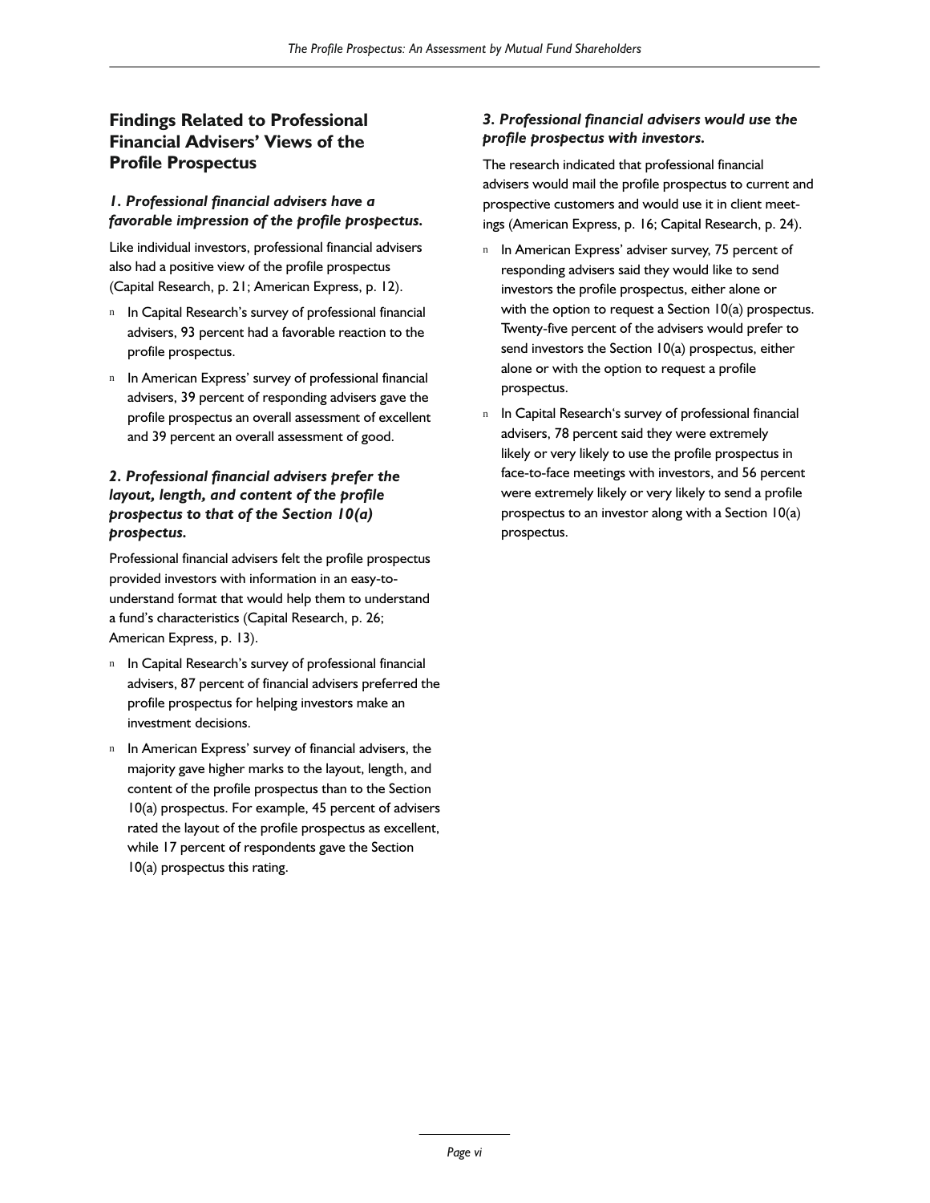## Findings Related to Professional Financial Advisers' Views of the Profile Prospectus

### *1. Professional financial advisers have a favorable impression of the profile prospectus.*

Like individual investors, professional financial advisers also had a positive view of the profile prospectus (Capital Research, p. 21; American Express, p. 12).

- In Capital Research's survey of professional financial advisers, 93 percent had a favorable reaction to the profile prospectus.
- In American Express' survey of professional financial advisers, 39 percent of responding advisers gave the profile prospectus an overall assessment of excellent and 39 percent an overall assessment of good.

### *2. Professional financial advisers prefer the layout, length, and content of the profile prospectus to that of the Section 10(a) prospectus.*

Professional financial advisers felt the profile prospectus provided investors with information in an easy-to-understand format that would help them to understand a fund's characteristics (Capital Research, p. 26; American Express, p. 13).

- In Capital Research's survey of professional financial advisers, 87 percent of financial advisers preferred the profile prospectus for helping investors make an investment decisions.
- In American Express' survey of financial advisers, the majority gave higher marks to the layout, length, and content of the profile prospectus than to the Section 10(a) prospectus. For example, 45 percent of advisers rated the layout of the profile prospectus as excellent, while 17 percent of respondents gave the Section 10(a) prospectus this rating.

### *3. Professional financial advisers would use the profile prospectus with investors.*

The research indicated that professional financial advisers would mail the profile prospectus to current and prospective customers and would use it in client meetings (American Express, p. 16; Capital Research, p. 24).

- In American Express' adviser survey, 75 percent of responding advisers said they would like to send investors the profile prospectus, either alone or with the option to request a Section 10(a) prospectus. Twenty-five percent of the advisers would prefer to send investors the Section 10(a) prospectus, either alone or with the option to request a profile prospectus.
- In Capital Research's survey of professional financial advisers, 78 percent said they were extremely likely or very likely to use the profile prospectus in face-to-face meetings with investors, and 56 percent were extremely likely or very likely to send a profile prospectus to an investor along with a Section 10(a) prospectus.